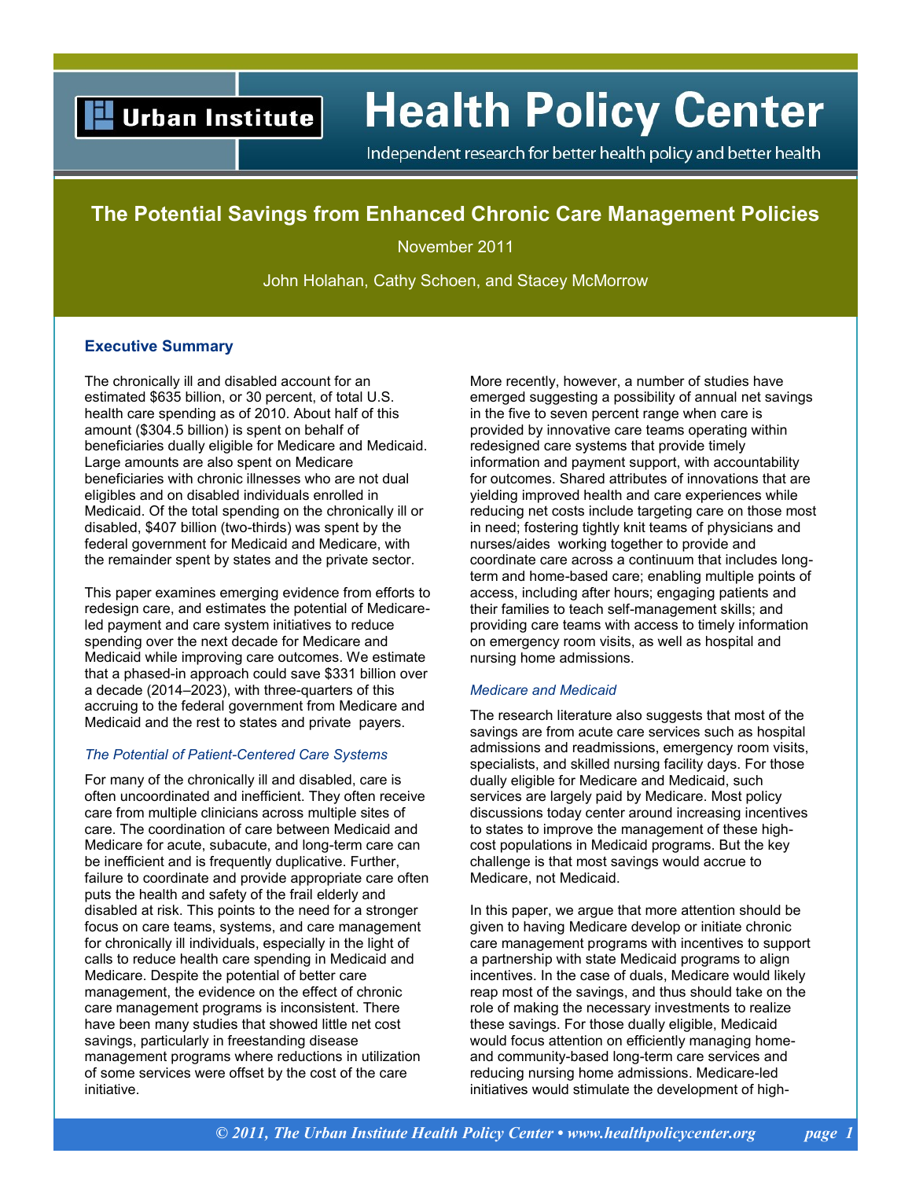# The Potential Savings from Enhanced Chronic Care Management Policies

November 2011

John Holahan, Cathy Schoen, and Stacey McMorrow

## Executive Summary

The chronically ill and disabled account for an estimated $635 billion, or 30 percent, of total U.S. health care spending as of 2010. About half of this amount ($304.5 billion) is spent on behalf of beneficiaries dually eligible for Medicare and Medicaid. Large amounts are also spent on Medicare beneficiaries with chronic illnesses who are not dual eligibles and on disabled individuals enrolled in Medicaid. Of the total spending on the chronically ill or disabled, $407 billion (two-thirds) was spent by the federal government for Medicaid and Medicare, with the remainder spent by states and the private sector.

This paper examines emerging evidence from efforts to redesign care, and estimates the potential of Medicare-led payment and care system initiatives to reduce spending over the next decade for Medicare and Medicaid while improving care outcomes. We estimate that a phased-in approach could save $331 billion over a decade (2014–2023), with three-quarters of this accruing to the federal government from Medicare and Medicaid and the rest to states and private payers.

### *The Potential of Patient-Centered Care Systems*

For many of the chronically ill and disabled, care is often uncoordinated and inefficient. They often receive care from multiple clinicians across multiple sites of care. The coordination of care between Medicaid and Medicare for acute, subacute, and long-term care can be inefficient and is frequently duplicative. Further, failure to coordinate and provide appropriate care often puts the health and safety of the frail elderly and disabled at risk. This points to the need for a stronger focus on care teams, systems, and care management for chronically ill individuals, especially in the light of calls to reduce health care spending in Medicaid and Medicare. Despite the potential of better care management, the evidence on the effect of chronic care management programs is inconsistent. There have been many studies that showed little net cost savings, particularly in freestanding disease management programs where reductions in utilization of some services were offset by the cost of the care initiative.

More recently, however, a number of studies have emerged suggesting a possibility of annual net savings in the five to seven percent range when care is provided by innovative care teams operating within redesigned care systems that provide timely information and payment support, with accountability for outcomes. Shared attributes of innovations that are yielding improved health and care experiences while reducing net costs include targeting care on those most in need; fostering tightly knit teams of physicians and nurses/aides working together to provide and coordinate care across a continuum that includes long-term and home-based care; enabling multiple points of access, including after hours; engaging patients and their families to teach self-management skills; and providing care teams with access to timely information on emergency room visits, as well as hospital and nursing home admissions.

### *Medicare and Medicaid*

The research literature also suggests that most of the savings are from acute care services such as hospital admissions and readmissions, emergency room visits, specialists, and skilled nursing facility days. For those dually eligible for Medicare and Medicaid, such services are largely paid by Medicare. Most policy discussions today center around increasing incentives to states to improve the management of these high-cost populations in Medicaid programs. But the key challenge is that most savings would accrue to Medicare, not Medicaid.

In this paper, we argue that more attention should be given to having Medicare develop or initiate chronic care management programs with incentives to support a partnership with state Medicaid programs to align incentives. In the case of duals, Medicare would likely reap most of the savings, and thus should take on the role of making the necessary investments to realize these savings. For those dually eligible, Medicaid would focus attention on efficiently managing home- and community-based long-term care services and reducing nursing home admissions. Medicare-led initiatives would stimulate the development of high-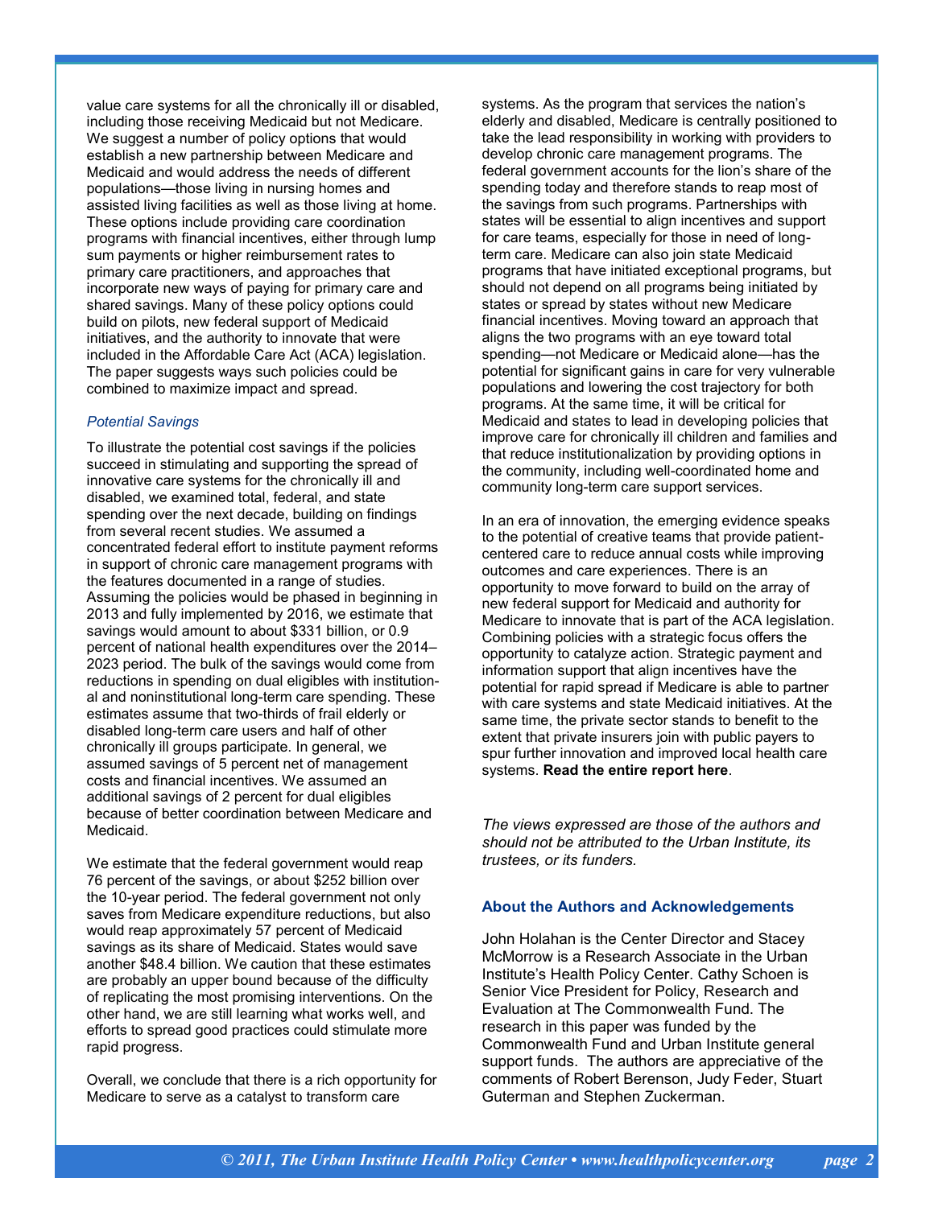value care systems for all the chronically ill or disabled, including those receiving Medicaid but not Medicare. We suggest a number of policy options that would establish a new partnership between Medicare and Medicaid and would address the needs of different populations—those living in nursing homes and assisted living facilities as well as those living at home. These options include providing care coordination programs with financial incentives, either through lump sum payments or higher reimbursement rates to primary care practitioners, and approaches that incorporate new ways of paying for primary care and shared savings. Many of these policy options could build on pilots, new federal support of Medicaid initiatives, and the authority to innovate that were included in the Affordable Care Act (ACA) legislation. The paper suggests ways such policies could be combined to maximize impact and spread.

*Potential Savings*

To illustrate the potential cost savings if the policies succeed in stimulating and supporting the spread of innovative care systems for the chronically ill and disabled, we examined total, federal, and state spending over the next decade, building on findings from several recent studies. We assumed a concentrated federal effort to institute payment reforms in support of chronic care management programs with the features documented in a range of studies. Assuming the policies would be phased in beginning in 2013 and fully implemented by 2016, we estimate that savings would amount to about $331 billion, or 0.9 percent of national health expenditures over the 2014–2023 period. The bulk of the savings would come from reductions in spending on dual eligibles with institutional and noninstitutional long-term care spending. These estimates assume that two-thirds of frail elderly or disabled long-term care users and half of other chronically ill groups participate. In general, we assumed savings of 5 percent net of management costs and financial incentives. We assumed an additional savings of 2 percent for dual eligibles because of better coordination between Medicare and Medicaid.

We estimate that the federal government would reap 76 percent of the savings, or about $252 billion over the 10-year period. The federal government not only saves from Medicare expenditure reductions, but also would reap approximately 57 percent of Medicaid savings as its share of Medicaid. States would save another $48.4 billion. We caution that these estimates are probably an upper bound because of the difficulty of replicating the most promising interventions. On the other hand, we are still learning what works well, and efforts to spread good practices could stimulate more rapid progress.

Overall, we conclude that there is a rich opportunity for Medicare to serve as a catalyst to transform care systems. As the program that services the nation's elderly and disabled, Medicare is centrally positioned to take the lead responsibility in working with providers to develop chronic care management programs. The federal government accounts for the lion's share of the spending today and therefore stands to reap most of the savings from such programs. Partnerships with states will be essential to align incentives and support for care teams, especially for those in need of long-term care. Medicare can also join state Medicaid programs that have initiated exceptional programs, but should not depend on all programs being initiated by states or spread by states without new Medicare financial incentives. Moving toward an approach that aligns the two programs with an eye toward total spending—not Medicare or Medicaid alone—has the potential for significant gains in care for very vulnerable populations and lowering the cost trajectory for both programs. At the same time, it will be critical for Medicaid and states to lead in developing policies that improve care for chronically ill children and families and that reduce institutionalization by providing options in the community, including well-coordinated home and community long-term care support services.

In an era of innovation, the emerging evidence speaks to the potential of creative teams that provide patient-centered care to reduce annual costs while improving outcomes and care experiences. There is an opportunity to move forward to build on the array of new federal support for Medicaid and authority for Medicare to innovate that is part of the ACA legislation. Combining policies with a strategic focus offers the opportunity to catalyze action. Strategic payment and information support that align incentives have the potential for rapid spread if Medicare is able to partner with care systems and state Medicaid initiatives. At the same time, the private sector stands to benefit to the extent that private insurers join with public payers to spur further innovation and improved local health care systems. **Read the entire report here**.

*The views expressed are those of the authors and should not be attributed to the Urban Institute, its trustees, or its funders.*

### About the Authors and Acknowledgements

John Holahan is the Center Director and Stacey McMorrow is a Research Associate in the Urban Institute's Health Policy Center. Cathy Schoen is Senior Vice President for Policy, Research and Evaluation at The Commonwealth Fund. The research in this paper was funded by the Commonwealth Fund and Urban Institute general support funds. The authors are appreciative of the comments of Robert Berenson, Judy Feder, Stuart Guterman and Stephen Zuckerman.